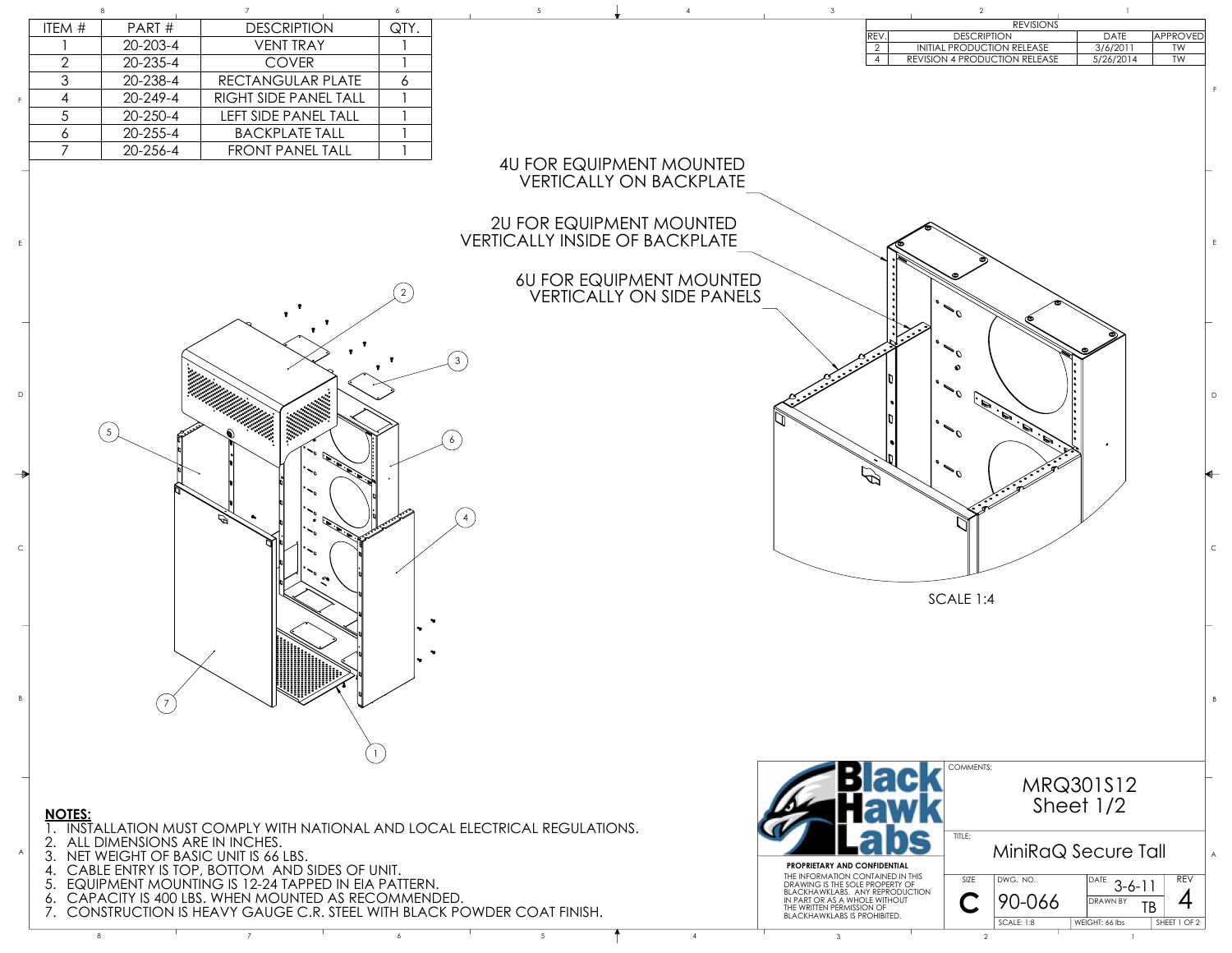| ITEM # | PART # | DESCRIPTION | QTY. |
|---|---|---|---|
| 1 | 20-203-4 | VENT TRAY | 1 |
| 2 | 20-235-4 | COVER | 1 |
| 3 | 20-238-4 | RECTANGULAR PLATE | 6 |
| 4 | 20-249-4 | RIGHT SIDE PANEL TALL | 1 |
| 5 | 20-250-4 | LEFT SIDE PANEL TALL | 1 |
| 6 | 20-255-4 | BACKPLATE TALL | 1 |
| 7 | 20-256-4 | FRONT PANEL TALL | 1 |

| REVISIONS | | | |
|---|---|---|---|
| REV. | DESCRIPTION | DATE | APPROVED |
| 2 | INITIAL PRODUCTION RELEASE | 3/6/2011 | TW |
| 4 | REVISION 4 PRODUCTION RELEASE | 5/26/2014 | TW |

4U FOR EQUIPMENT MOUNTED VERTICALLY ON BACKPLATE

2U FOR EQUIPMENT MOUNTED VERTICALLY INSIDE OF BACKPLATE

6U FOR EQUIPMENT MOUNTED VERTICALLY ON SIDE PANELS

SCALE 1:4

## NOTES:

1. INSTALLATION MUST COMPLY WITH NATIONAL AND LOCAL ELECTRICAL REGULATIONS.
2. ALL DIMENSIONS ARE IN INCHES.
3. NET WEIGHT OF BASIC UNIT IS 66 LBS.
4. CABLE ENTRY IS TOP, BOTTOM AND SIDES OF UNIT.
5. EQUIPMENT MOUNTING IS 12-24 TAPPED IN EIA PATTERN.
6. CAPACITY IS 400 LBS. WHEN MOUNTED AS RECOMMENDED.
7. CONSTRUCTION IS HEAVY GAUGE C.R. STEEL WITH BLACK POWDER COAT FINISH.

Black Hawk Labs

**PROPRIETARY AND CONFIDENTIAL**
THE INFORMATION CONTAINED IN THIS DRAWING IS THE SOLE PROPERTY OF BLACKHAWKLABS. ANY REPRODUCTION IN PART OR AS A WHOLE WITHOUT THE WRITTEN PERMISSION OF BLACKHAWKLABS IS PROHIBITED.

COMMENTS: MRQ301S12 Sheet 1/2

TITLE: MiniRaQ Secure Tall

| SIZE | DWG. NO. | DATE | REV |
|---|---|---|---|
| C | 90-066 | 3-6-11 | 4 |
| | | DRAWN BY TB | |
| | SCALE: 1:8 | WEIGHT: 66 lbs | SHEET 1 OF 2 |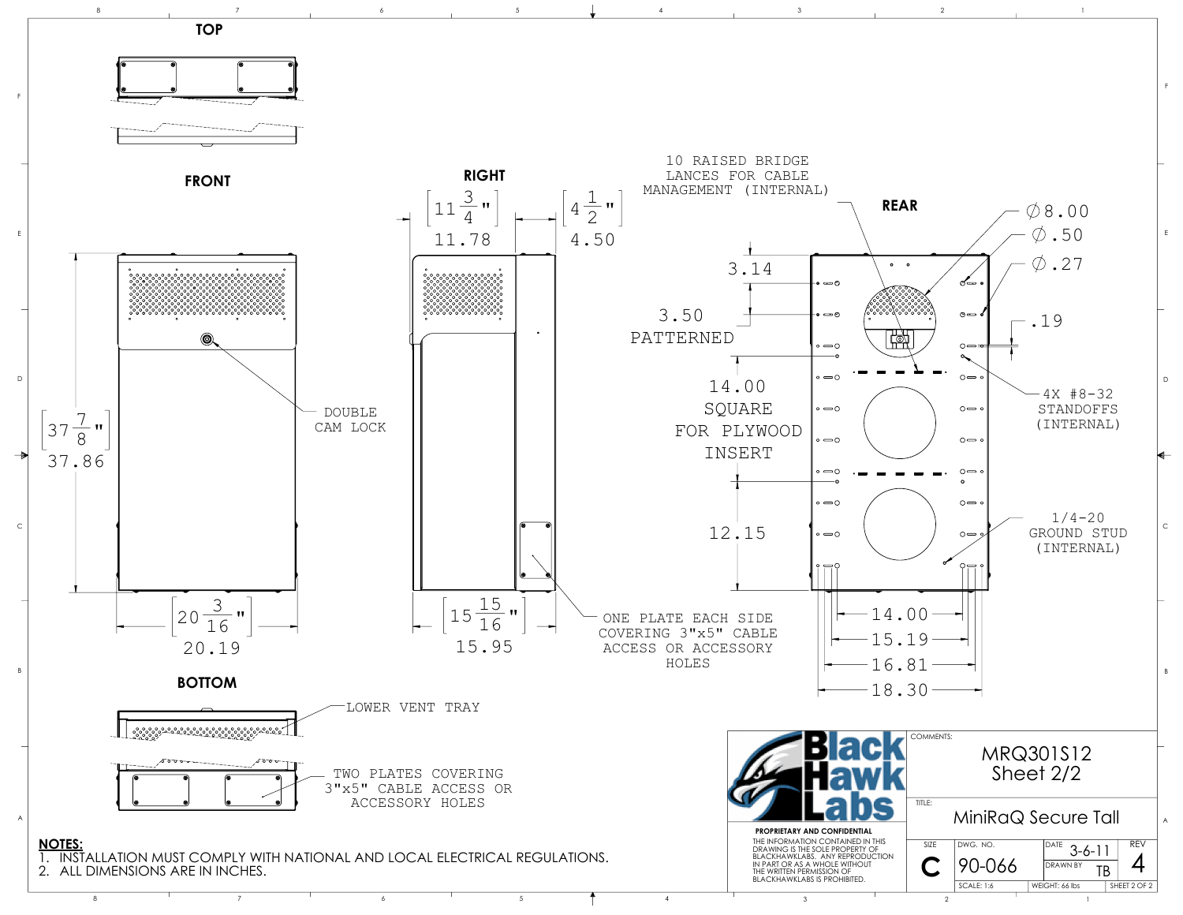TOP

FRONT

RIGHT

REAR

BOTTOM

$\left[37\frac{7}{8}"\right]$ 37.86

$\left[20\frac{3}{16}"\right]$ 20.19

$\left[11\frac{3}{4}"\right]$ 11.78

$\left[4\frac{1}{2}"\right]$ 4.50

$\left[15\frac{15}{16}"\right]$ 15.95

DOUBLE CAM LOCK

ONE PLATE EACH SIDE COVERING 3"x5" CABLE ACCESS OR ACCESSORY HOLES

10 RAISED BRIDGE LANCES FOR CABLE MANAGEMENT (INTERNAL)

3.14

3.50 PATTERNED

14.00 SQUARE FOR PLYWOOD INSERT

12.15

∅8.00

∅.50

∅.27

.19

4X #8-32 STANDOFFS (INTERNAL)

1/4-20 GROUND STUD (INTERNAL)

14.00

15.19

16.81

18.30

LOWER VENT TRAY

TWO PLATES COVERING 3"x5" CABLE ACCESS OR ACCESSORY HOLES

**NOTES:**

1. INSTALLATION MUST COMPLY WITH NATIONAL AND LOCAL ELECTRICAL REGULATIONS.
2. ALL DIMENSIONS ARE IN INCHES.

Black Hawk Labs

PROPRIETARY AND CONFIDENTIAL

THE INFORMATION CONTAINED IN THIS DRAWING IS THE SOLE PROPERTY OF BLACKHAWKLABS. ANY REPRODUCTION IN PART OR AS A WHOLE WITHOUT THE WRITTEN PERMISSION OF BLACKHAWKLABS IS PROHIBITED.

COMMENTS: MRQ301S12 Sheet 2/2

TITLE: MiniRaQ Secure Tall

| SIZE | DWG. NO. | DATE | REV |
|---|---|---|---|
| C | 90-066 | 3-6-11 | 4 |
| | | DRAWN BY: TB | |
| | SCALE: 1:6 | WEIGHT: 66 lbs | SHEET 2 OF 2 |